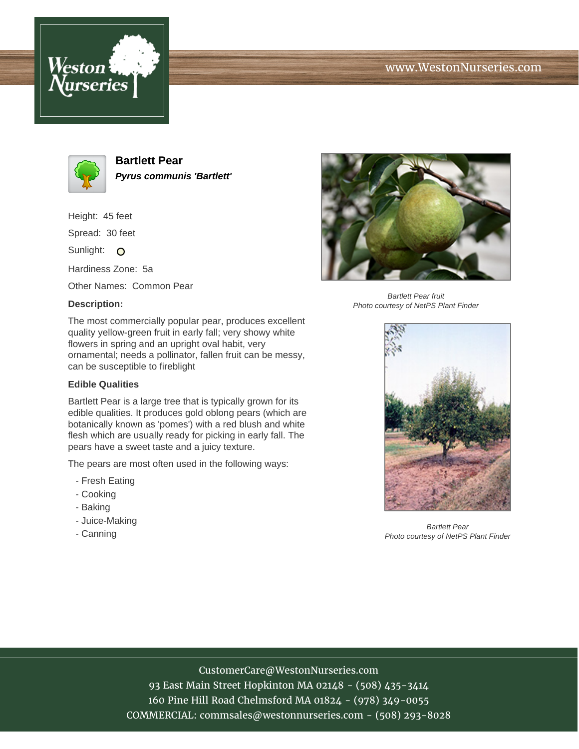# Bartlett Pear

***Pyrus communis 'Bartlett'***

Height: 45 feet

Spread: 30 feet

Sunlight:

Hardiness Zone: 5a

Other Names: Common Pear

**Description:**

The most commercially popular pear, produces excellent quality yellow-green fruit in early fall; very showy white flowers in spring and an upright oval habit, very ornamental; needs a pollinator, fallen fruit can be messy, can be susceptible to fireblight

**Edible Qualities**

Bartlett Pear is a large tree that is typically grown for its edible qualities. It produces gold oblong pears (which are botanically known as 'pomes') with a red blush and white flesh which are usually ready for picking in early fall. The pears have a sweet taste and a juicy texture.

The pears are most often used in the following ways:

- Fresh Eating
- Cooking
- Baking
- Juice-Making
- Canning

*Bartlett Pear fruit*
*Photo courtesy of NetPS Plant Finder*

*Bartlett Pear*
*Photo courtesy of NetPS Plant Finder*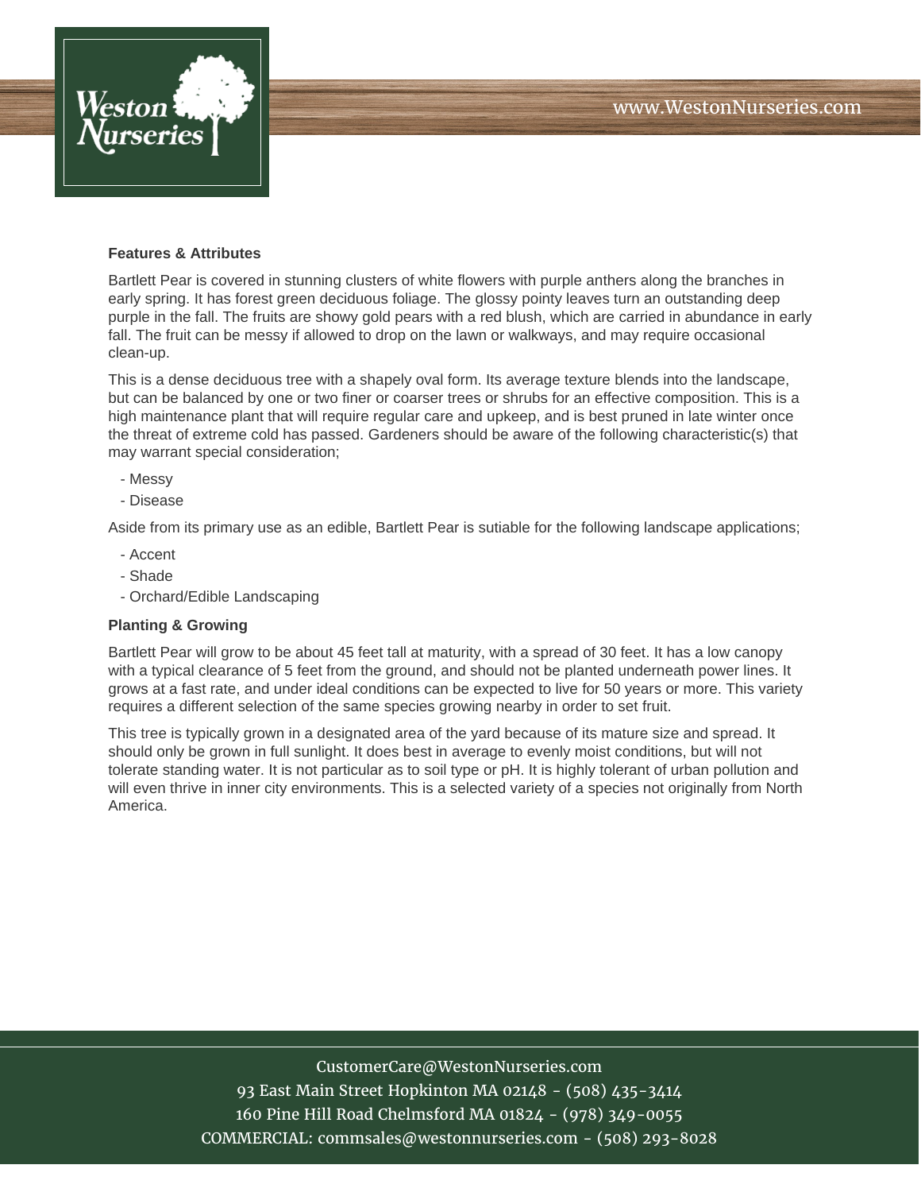**Features & Attributes**

Bartlett Pear is covered in stunning clusters of white flowers with purple anthers along the branches in early spring. It has forest green deciduous foliage. The glossy pointy leaves turn an outstanding deep purple in the fall. The fruits are showy gold pears with a red blush, which are carried in abundance in early fall. The fruit can be messy if allowed to drop on the lawn or walkways, and may require occasional clean-up.

This is a dense deciduous tree with a shapely oval form. Its average texture blends into the landscape, but can be balanced by one or two finer or coarser trees or shrubs for an effective composition. This is a high maintenance plant that will require regular care and upkeep, and is best pruned in late winter once the threat of extreme cold has passed. Gardeners should be aware of the following characteristic(s) that may warrant special consideration;

- Messy
- Disease

Aside from its primary use as an edible, Bartlett Pear is sutiable for the following landscape applications;

- Accent
- Shade
- Orchard/Edible Landscaping

**Planting & Growing**

Bartlett Pear will grow to be about 45 feet tall at maturity, with a spread of 30 feet. It has a low canopy with a typical clearance of 5 feet from the ground, and should not be planted underneath power lines. It grows at a fast rate, and under ideal conditions can be expected to live for 50 years or more. This variety requires a different selection of the same species growing nearby in order to set fruit.

This tree is typically grown in a designated area of the yard because of its mature size and spread. It should only be grown in full sunlight. It does best in average to evenly moist conditions, but will not tolerate standing water. It is not particular as to soil type or pH. It is highly tolerant of urban pollution and will even thrive in inner city environments. This is a selected variety of a species not originally from North America.